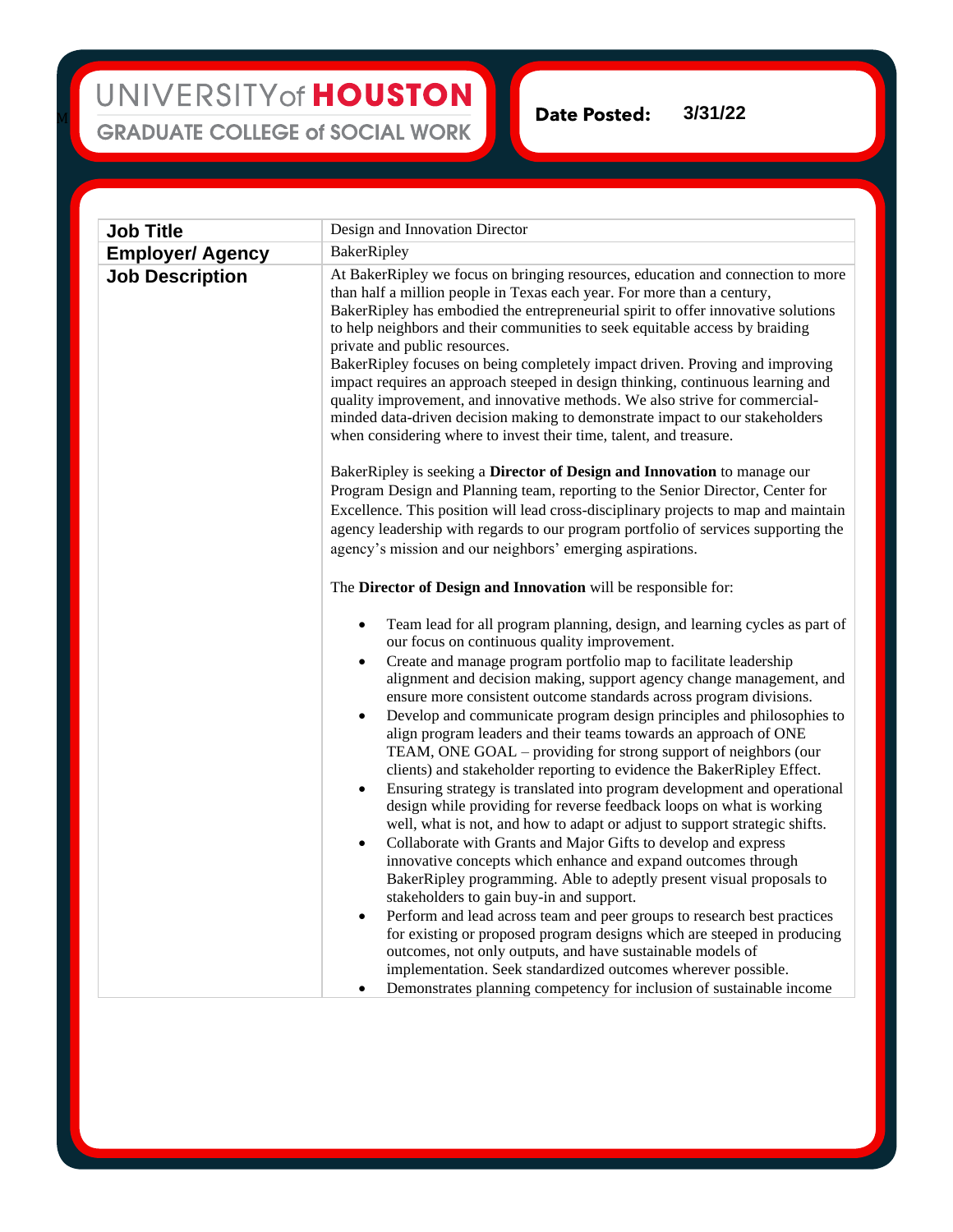UNIVERSITY of HOUSTON
GRADUATE COLLEGE of SOCIAL WORK

**Date Posted:** 3/31/22

| **Job Title** | Design and Innovation Director |
|---|---|
| **Employer/ Agency** | BakerRipley |
| **Job Description** | At BakerRipley we focus on bringing resources, education and connection to more than half a million people in Texas each year. For more than a century, BakerRipley has embodied the entrepreneurial spirit to offer innovative solutions to help neighbors and their communities to seek equitable access by braiding private and public resources.<br>BakerRipley focuses on being completely impact driven. Proving and improving impact requires an approach steeped in design thinking, continuous learning and quality improvement, and innovative methods. We also strive for commercial-minded data-driven decision making to demonstrate impact to our stakeholders when considering where to invest their time, talent, and treasure.<br><br>BakerRipley is seeking a **Director of Design and Innovation** to manage our Program Design and Planning team, reporting to the Senior Director, Center for Excellence. This position will lead cross-disciplinary projects to map and maintain agency leadership with regards to our program portfolio of services supporting the agency's mission and our neighbors' emerging aspirations.<br><br>The **Director of Design and Innovation** will be responsible for:<br><br>• Team lead for all program planning, design, and learning cycles as part of our focus on continuous quality improvement.<br>• Create and manage program portfolio map to facilitate leadership alignment and decision making, support agency change management, and ensure more consistent outcome standards across program divisions.<br>• Develop and communicate program design principles and philosophies to align program leaders and their teams towards an approach of ONE TEAM, ONE GOAL – providing for strong support of neighbors (our clients) and stakeholder reporting to evidence the BakerRipley Effect.<br>• Ensuring strategy is translated into program development and operational design while providing for reverse feedback loops on what is working well, what is not, and how to adapt or adjust to support strategic shifts.<br>• Collaborate with Grants and Major Gifts to develop and express innovative concepts which enhance and expand outcomes through BakerRipley programming. Able to adeptly present visual proposals to stakeholders to gain buy-in and support.<br>• Perform and lead across team and peer groups to research best practices for existing or proposed program designs which are steeped in producing outcomes, not only outputs, and have sustainable models of implementation. Seek standardized outcomes wherever possible.<br>• Demonstrates planning competency for inclusion of sustainable income |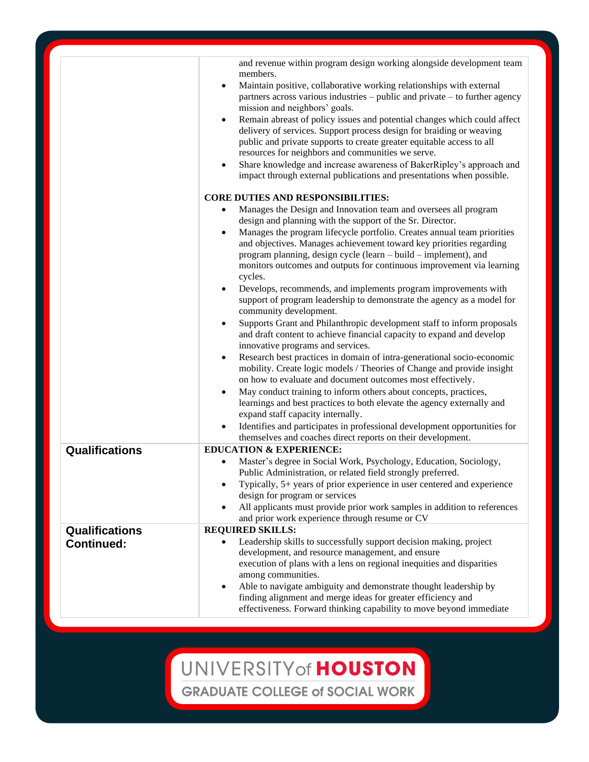| | |
|---|---|
| | and revenue within program design working alongside development team members.<br>• Maintain positive, collaborative working relationships with external partners across various industries – public and private – to further agency mission and neighbors' goals.<br>• Remain abreast of policy issues and potential changes which could affect delivery of services. Support process design for braiding or weaving public and private supports to create greater equitable access to all resources for neighbors and communities we serve.<br>• Share knowledge and increase awareness of BakerRipley's approach and impact through external publications and presentations when possible.<br><br>**CORE DUTIES AND RESPONSIBILITIES:**<br>• Manages the Design and Innovation team and oversees all program design and planning with the support of the Sr. Director.<br>• Manages the program lifecycle portfolio. Creates annual team priorities and objectives. Manages achievement toward key priorities regarding program planning, design cycle (learn – build – implement), and monitors outcomes and outputs for continuous improvement via learning cycles.<br>• Develops, recommends, and implements program improvements with support of program leadership to demonstrate the agency as a model for community development.<br>• Supports Grant and Philanthropic development staff to inform proposals and draft content to achieve financial capacity to expand and develop innovative programs and services.<br>• Research best practices in domain of intra-generational socio-economic mobility. Create logic models / Theories of Change and provide insight on how to evaluate and document outcomes most effectively.<br>• May conduct training to inform others about concepts, practices, learnings and best practices to both elevate the agency externally and expand staff capacity internally.<br>• Identifies and participates in professional development opportunities for themselves and coaches direct reports on their development. |
| **Qualifications** | **EDUCATION & EXPERIENCE:**<br>• Master's degree in Social Work, Psychology, Education, Sociology, Public Administration, or related field strongly preferred.<br>• Typically, 5+ years of prior experience in user centered and experience design for program or services<br>• All applicants must provide prior work samples in addition to references and prior work experience through resume or CV |
| **Qualifications Continued:** | **REQUIRED SKILLS:**<br>• Leadership skills to successfully support decision making, project development, and resource management, and ensure execution of plans with a lens on regional inequities and disparities among communities.<br>• Able to navigate ambiguity and demonstrate thought leadership by finding alignment and merge ideas for greater efficiency and effectiveness. Forward thinking capability to move beyond immediate |

UNIVERSITY of HOUSTON
GRADUATE COLLEGE of SOCIAL WORK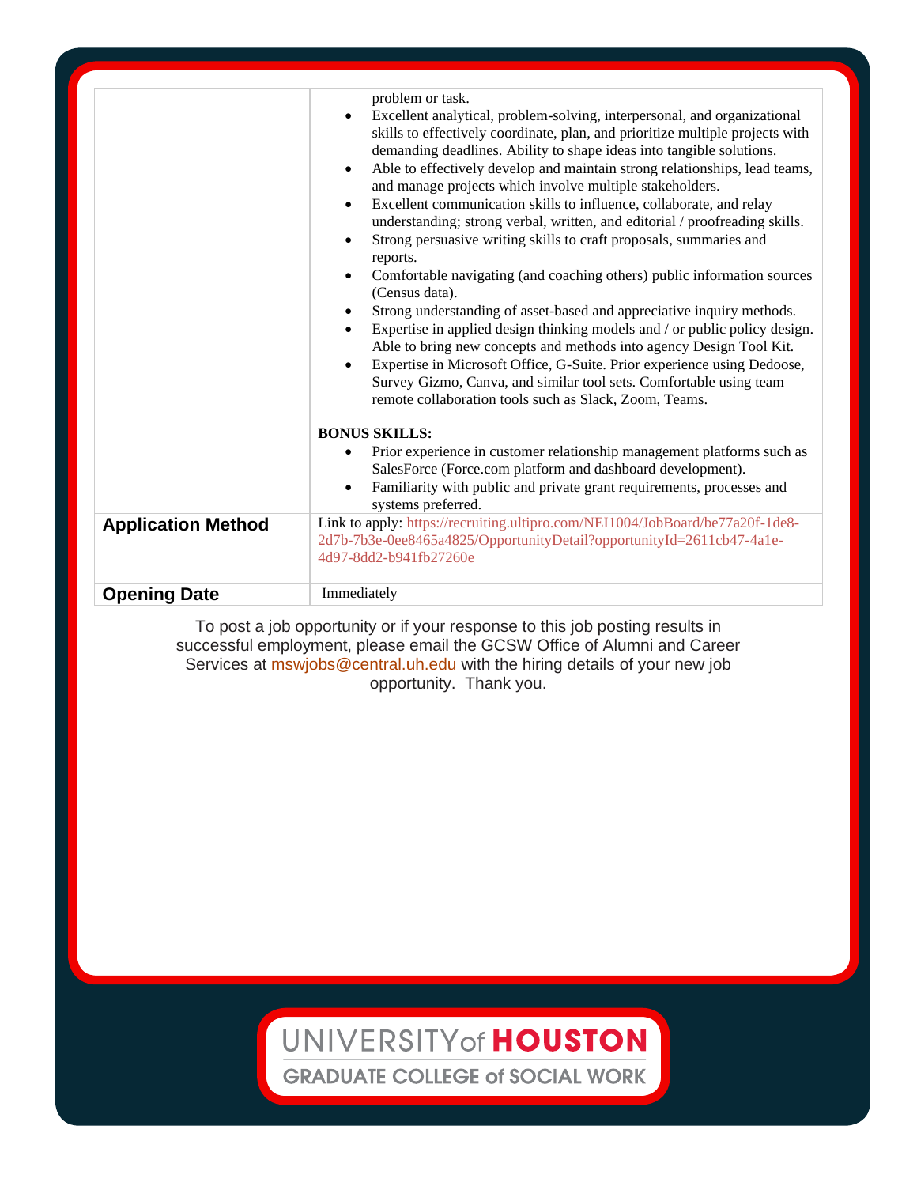| | |
|---|---|
| | problem or task.<br>• Excellent analytical, problem-solving, interpersonal, and organizational skills to effectively coordinate, plan, and prioritize multiple projects with demanding deadlines. Ability to shape ideas into tangible solutions.<br>• Able to effectively develop and maintain strong relationships, lead teams, and manage projects which involve multiple stakeholders.<br>• Excellent communication skills to influence, collaborate, and relay understanding; strong verbal, written, and editorial / proofreading skills.<br>• Strong persuasive writing skills to craft proposals, summaries and reports.<br>• Comfortable navigating (and coaching others) public information sources (Census data).<br>• Strong understanding of asset-based and appreciative inquiry methods.<br>• Expertise in applied design thinking models and / or public policy design. Able to bring new concepts and methods into agency Design Tool Kit.<br>• Expertise in Microsoft Office, G-Suite. Prior experience using Dedoose, Survey Gizmo, Canva, and similar tool sets. Comfortable using team remote collaboration tools such as Slack, Zoom, Teams.<br><br>**BONUS SKILLS:**<br>• Prior experience in customer relationship management platforms such as SalesForce (Force.com platform and dashboard development).<br>• Familiarity with public and private grant requirements, processes and systems preferred. |
| **Application Method** | Link to apply: https://recruiting.ultipro.com/NEI1004/JobBoard/be77a20f-1de8-2d7b-7b3e-0ee8465a4825/OpportunityDetail?opportunityId=2611cb47-4a1e-4d97-8dd2-b941fb27260e |
| **Opening Date** | Immediately |

To post a job opportunity or if your response to this job posting results in successful employment, please email the GCSW Office of Alumni and Career Services at mswjobs@central.uh.edu with the hiring details of your new job opportunity. Thank you.

UNIVERSITY of HOUSTON
GRADUATE COLLEGE of SOCIAL WORK